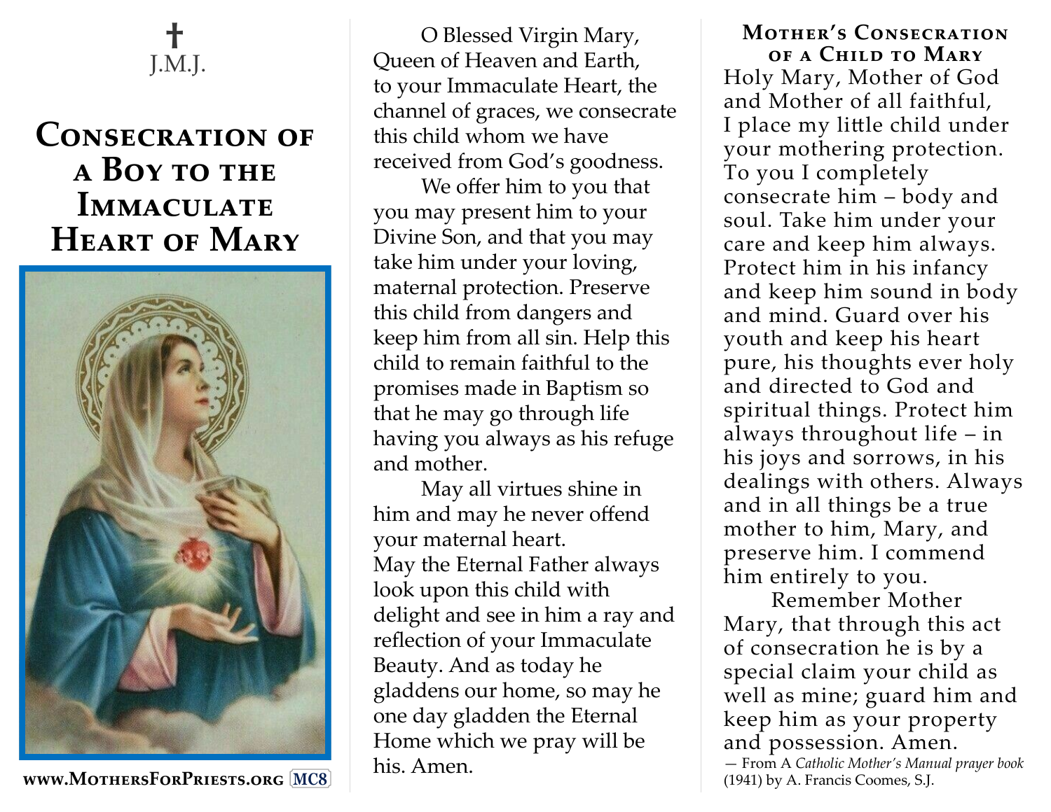✝
J.M.J.

# Consecration of a Boy to the Immaculate Heart of Mary

www.MothersForPriests.org MC8

O Blessed Virgin Mary, Queen of Heaven and Earth, to your Immaculate Heart, the channel of graces, we consecrate this child whom we have received from God's goodness.

We offer him to you that you may present him to your Divine Son, and that you may take him under your loving, maternal protection. Preserve this child from dangers and keep him from all sin. Help this child to remain faithful to the promises made in Baptism so that he may go through life having you always as his refuge and mother.

May all virtues shine in him and may he never offend your maternal heart. May the Eternal Father always look upon this child with delight and see in him a ray and reflection of your Immaculate Beauty. And as today he gladdens our home, so may he one day gladden the Eternal Home which we pray will be his. Amen.

## Mother's Consecration of a Child to Mary

Holy Mary, Mother of God and Mother of all faithful, I place my little child under your mothering protection. To you I completely consecrate him – body and soul. Take him under your care and keep him always. Protect him in his infancy and keep him sound in body and mind. Guard over his youth and keep his heart pure, his thoughts ever holy and directed to God and spiritual things. Protect him always throughout life – in his joys and sorrows, in his dealings with others. Always and in all things be a true mother to him, Mary, and preserve him. I commend him entirely to you.

Remember Mother Mary, that through this act of consecration he is by a special claim your child as well as mine; guard him and keep him as your property and possession. Amen.

— From A *Catholic Mother's Manual prayer book* (1941) by A. Francis Coomes, S.J.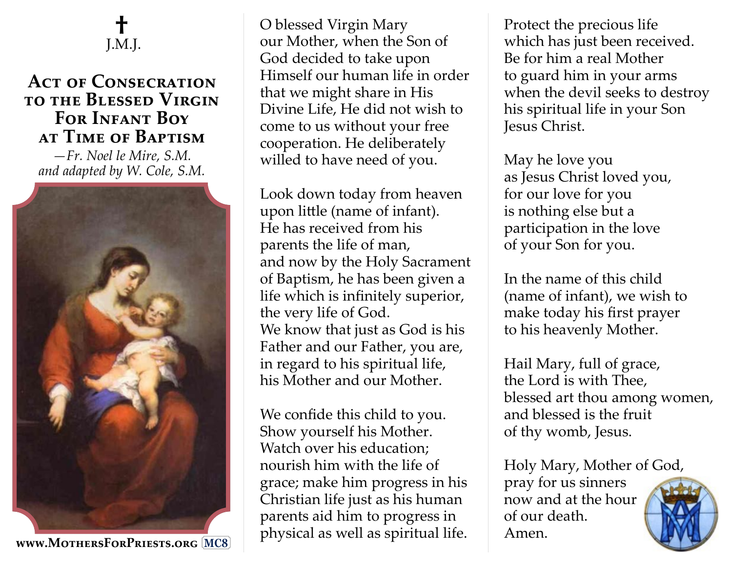✝
J.M.J.

# Act of Consecration to the Blessed Virgin For Infant Boy at Time of Baptism

*—Fr. Noel le Mire, S.M.*
*and adapted by W. Cole, S.M.*

O blessed Virgin Mary
our Mother, when the Son of
God decided to take upon
Himself our human life in order
that we might share in His
Divine Life, He did not wish to
come to us without your free
cooperation. He deliberately
willed to have need of you.

Look down today from heaven
upon little (name of infant).
He has received from his
parents the life of man,
and now by the Holy Sacrament
of Baptism, he has been given a
life which is infinitely superior,
the very life of God.
We know that just as God is his
Father and our Father, you are,
in regard to his spiritual life,
his Mother and our Mother.

We confide this child to you.
Show yourself his Mother.
Watch over his education;
nourish him with the life of
grace; make him progress in his
Christian life just as his human
parents aid him to progress in
physical as well as spiritual life.

Protect the precious life
which has just been received.
Be for him a real Mother
to guard him in your arms
when the devil seeks to destroy
his spiritual life in your Son
Jesus Christ.

May he love you
as Jesus Christ loved you,
for our love for you
is nothing else but a
participation in the love
of your Son for you.

In the name of this child
(name of infant), we wish to
make today his first prayer
to his heavenly Mother.

Hail Mary, full of grace,
the Lord is with Thee,
blessed art thou among women,
and blessed is the fruit
of thy womb, Jesus.

Holy Mary, Mother of God,
pray for us sinners
now and at the hour
of our death.
Amen.

www.MothersForPriests.org MC8